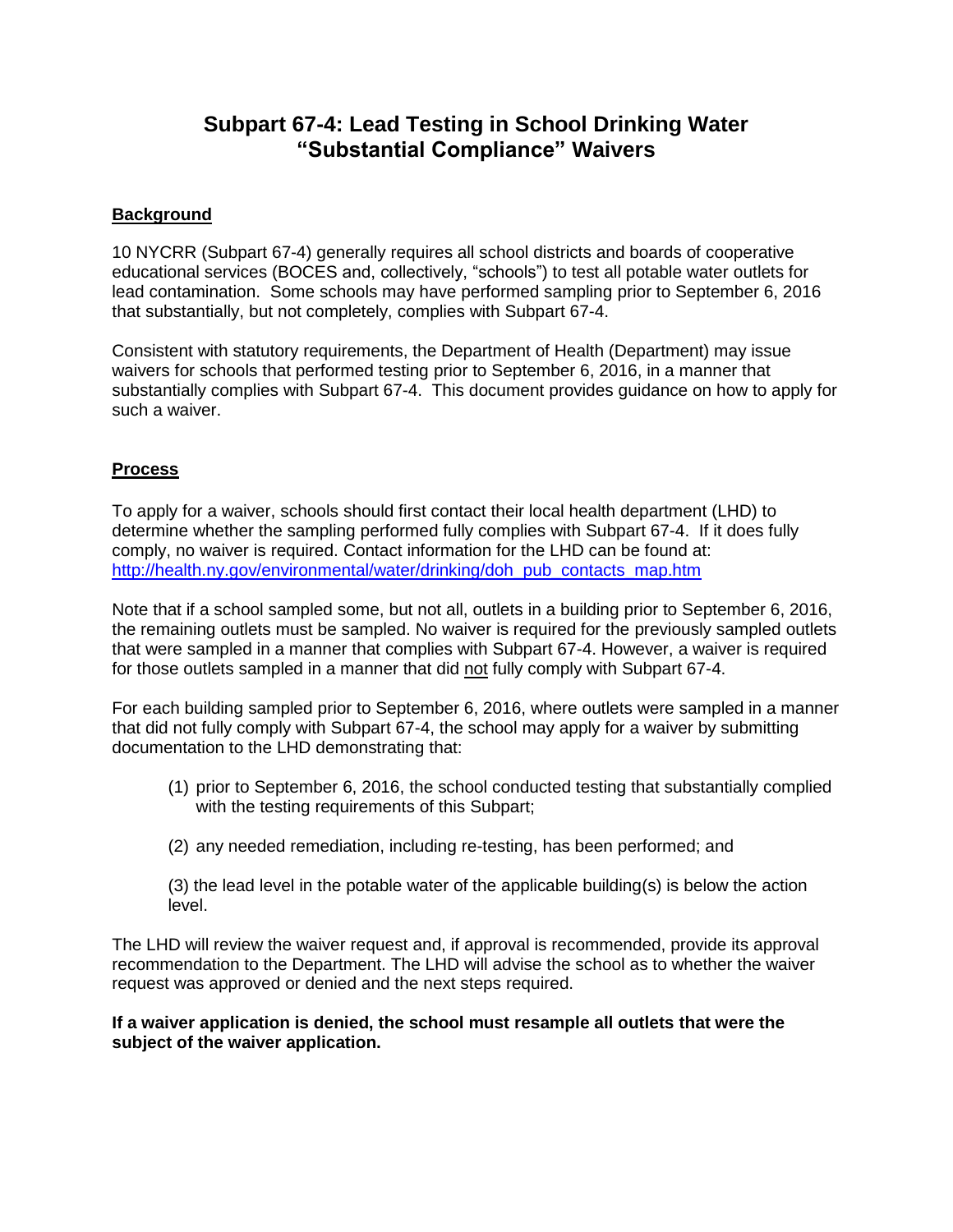# Subpart 67-4: Lead Testing in School Drinking Water "Substantial Compliance" Waivers

## Background

10 NYCRR (Subpart 67-4) generally requires all school districts and boards of cooperative educational services (BOCES and, collectively, "schools") to test all potable water outlets for lead contamination. Some schools may have performed sampling prior to September 6, 2016 that substantially, but not completely, complies with Subpart 67-4.

Consistent with statutory requirements, the Department of Health (Department) may issue waivers for schools that performed testing prior to September 6, 2016, in a manner that substantially complies with Subpart 67-4. This document provides guidance on how to apply for such a waiver.

## Process

To apply for a waiver, schools should first contact their local health department (LHD) to determine whether the sampling performed fully complies with Subpart 67-4. If it does fully comply, no waiver is required. Contact information for the LHD can be found at: [http://health.ny.gov/environmental/water/drinking/doh_pub_contacts_map.htm](http://health.ny.gov/environmental/water/drinking/doh_pub_contacts_map.htm)

Note that if a school sampled some, but not all, outlets in a building prior to September 6, 2016, the remaining outlets must be sampled. No waiver is required for the previously sampled outlets that were sampled in a manner that complies with Subpart 67-4. However, a waiver is required for those outlets sampled in a manner that did <u>not</u> fully comply with Subpart 67-4.

For each building sampled prior to September 6, 2016, where outlets were sampled in a manner that did not fully comply with Subpart 67-4, the school may apply for a waiver by submitting documentation to the LHD demonstrating that:

(1) prior to September 6, 2016, the school conducted testing that substantially complied with the testing requirements of this Subpart;

(2) any needed remediation, including re-testing, has been performed; and

(3) the lead level in the potable water of the applicable building(s) is below the action level.

The LHD will review the waiver request and, if approval is recommended, provide its approval recommendation to the Department. The LHD will advise the school as to whether the waiver request was approved or denied and the next steps required.

**If a waiver application is denied, the school must resample all outlets that were the subject of the waiver application.**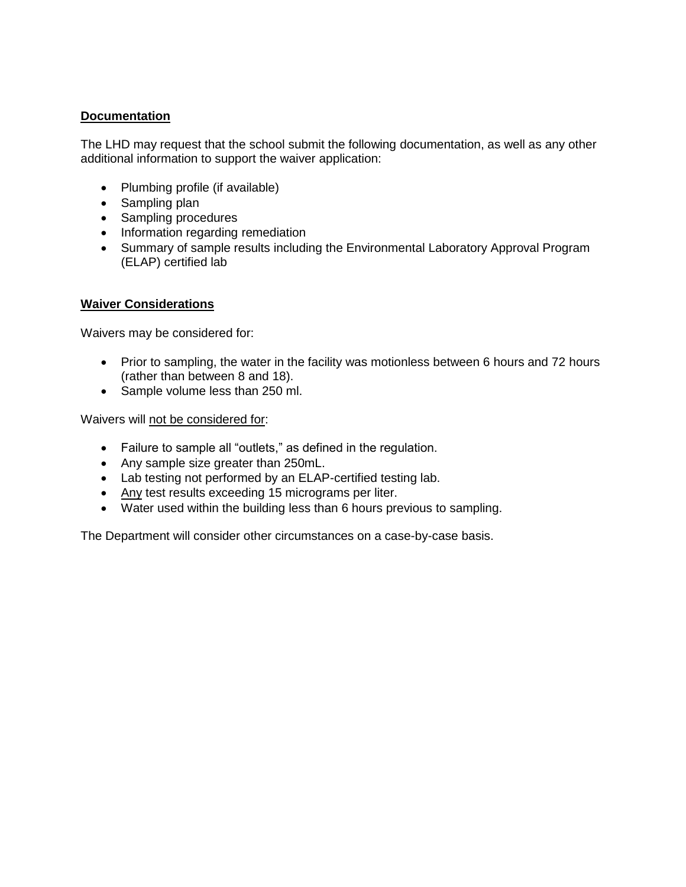**Documentation**

The LHD may request that the school submit the following documentation, as well as any other additional information to support the waiver application:

- Plumbing profile (if available)
- Sampling plan
- Sampling procedures
- Information regarding remediation
- Summary of sample results including the Environmental Laboratory Approval Program (ELAP) certified lab

**Waiver Considerations**

Waivers may be considered for:

- Prior to sampling, the water in the facility was motionless between 6 hours and 72 hours (rather than between 8 and 18).
- Sample volume less than 250 ml.

Waivers will not be considered for:

- Failure to sample all "outlets," as defined in the regulation.
- Any sample size greater than 250mL.
- Lab testing not performed by an ELAP-certified testing lab.
- Any test results exceeding 15 micrograms per liter.
- Water used within the building less than 6 hours previous to sampling.

The Department will consider other circumstances on a case-by-case basis.